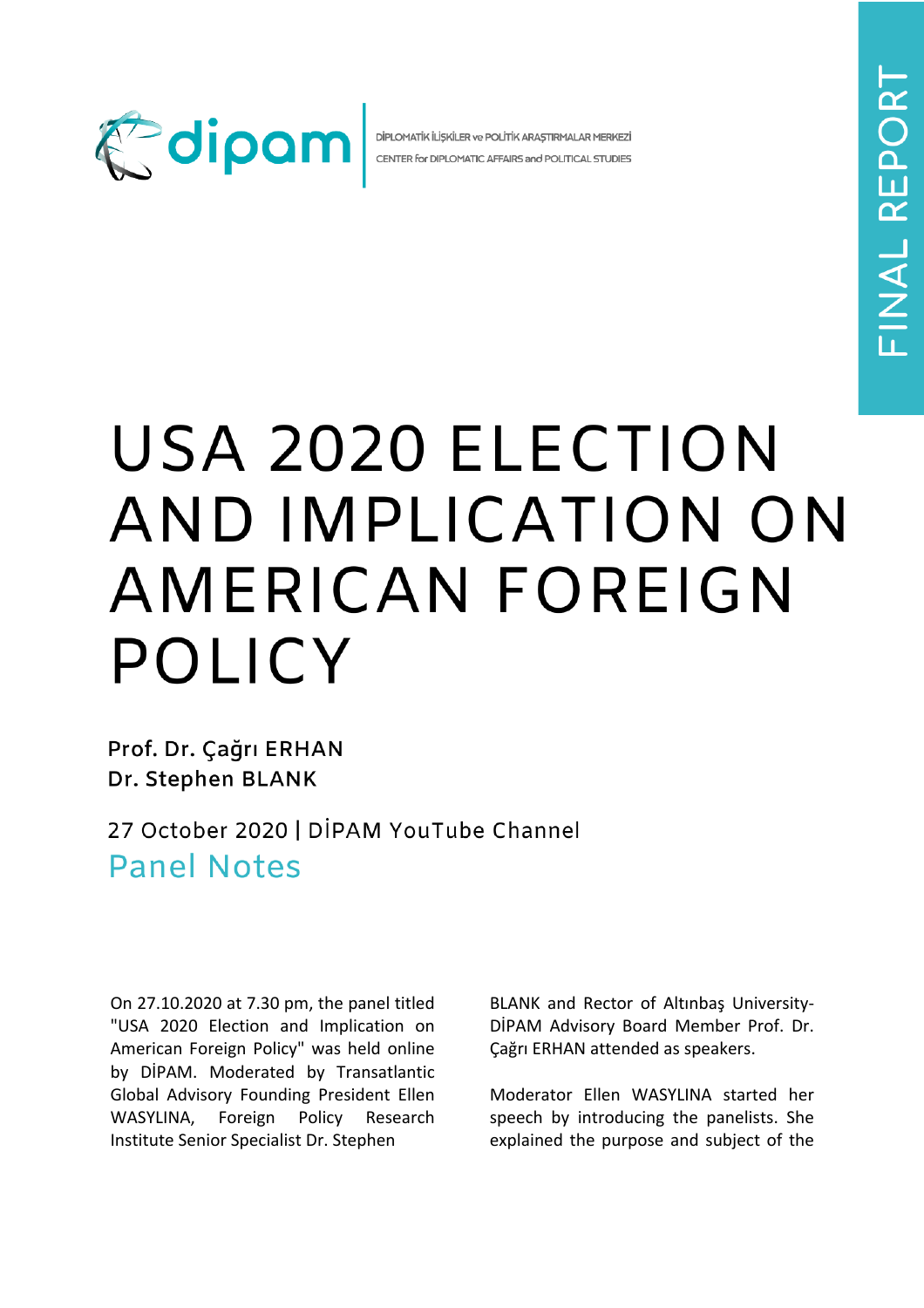dipam | DİPLOMATİK İLİŞKİLER ve POLİTİK ARAŞTIRMALAR MERKEZİ
CENTER for DIPLOMATIC AFFAIRS and POLITICAL STUDIES

FINAL REPORT

# USA 2020 ELECTION AND IMPLICATION ON AMERICAN FOREIGN POLICY

**Prof. Dr. Çağrı ERHAN**
**Dr. Stephen BLANK**

27 October 2020 | DİPAM YouTube Channel

## Panel Notes

On 27.10.2020 at 7.30 pm, the panel titled "USA 2020 Election and Implication on American Foreign Policy" was held online by DİPAM. Moderated by Transatlantic Global Advisory Founding President Ellen WASYLINA, Foreign Policy Research Institute Senior Specialist Dr. Stephen BLANK and Rector of Altınbaş University-DİPAM Advisory Board Member Prof. Dr. Çağrı ERHAN attended as speakers.

Moderator Ellen WASYLINA started her speech by introducing the panelists. She explained the purpose and subject of the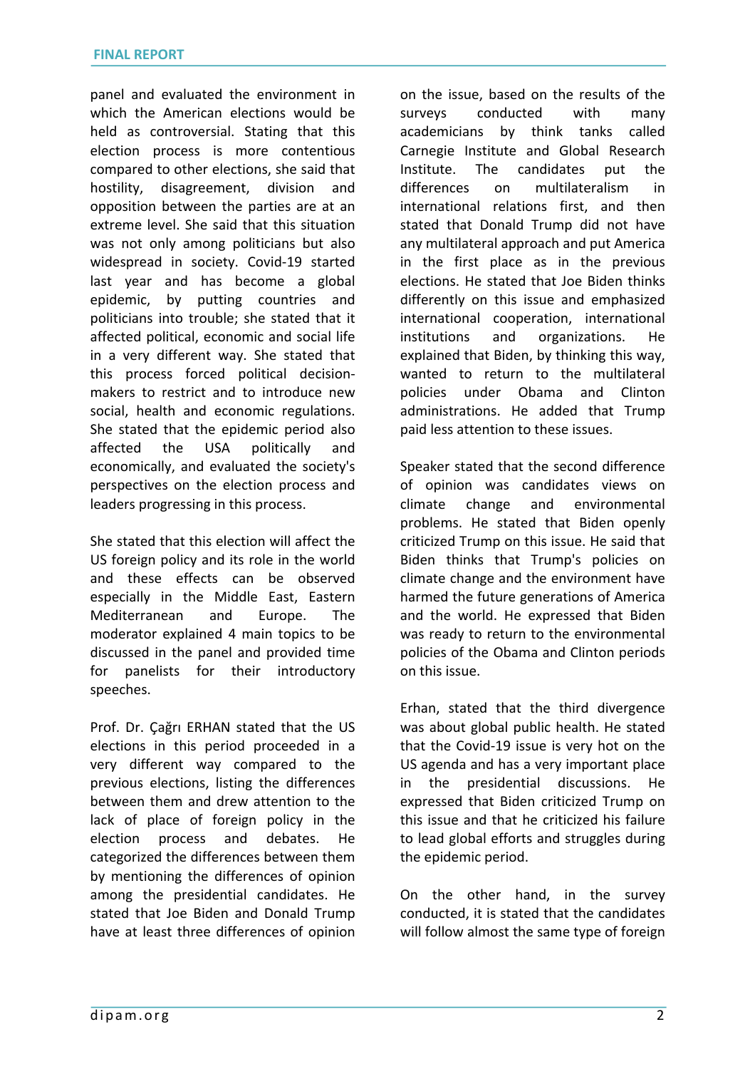panel and evaluated the environment in which the American elections would be held as controversial. Stating that this election process is more contentious compared to other elections, she said that hostility, disagreement, division and opposition between the parties are at an extreme level. She said that this situation was not only among politicians but also widespread in society. Covid-19 started last year and has become a global epidemic, by putting countries and politicians into trouble; she stated that it affected political, economic and social life in a very different way. She stated that this process forced political decision-makers to restrict and to introduce new social, health and economic regulations. She stated that the epidemic period also affected the USA politically and economically, and evaluated the society's perspectives on the election process and leaders progressing in this process.

She stated that this election will affect the US foreign policy and its role in the world and these effects can be observed especially in the Middle East, Eastern Mediterranean and Europe. The moderator explained 4 main topics to be discussed in the panel and provided time for panelists for their introductory speeches.

Prof. Dr. Çağrı ERHAN stated that the US elections in this period proceeded in a very different way compared to the previous elections, listing the differences between them and drew attention to the lack of place of foreign policy in the election process and debates. He categorized the differences between them by mentioning the differences of opinion among the presidential candidates. He stated that Joe Biden and Donald Trump have at least three differences of opinion on the issue, based on the results of the surveys conducted with many academicians by think tanks called Carnegie Institute and Global Research Institute. The candidates put the differences on multilateralism in international relations first, and then stated that Donald Trump did not have any multilateral approach and put America in the first place as in the previous elections. He stated that Joe Biden thinks differently on this issue and emphasized international cooperation, international institutions and organizations. He explained that Biden, by thinking this way, wanted to return to the multilateral policies under Obama and Clinton administrations. He added that Trump paid less attention to these issues.

Speaker stated that the second difference of opinion was candidates views on climate change and environmental problems. He stated that Biden openly criticized Trump on this issue. He said that Biden thinks that Trump's policies on climate change and the environment have harmed the future generations of America and the world. He expressed that Biden was ready to return to the environmental policies of the Obama and Clinton periods on this issue.

Erhan, stated that the third divergence was about global public health. He stated that the Covid-19 issue is very hot on the US agenda and has a very important place in the presidential discussions. He expressed that Biden criticized Trump on this issue and that he criticized his failure to lead global efforts and struggles during the epidemic period.

On the other hand, in the survey conducted, it is stated that the candidates will follow almost the same type of foreign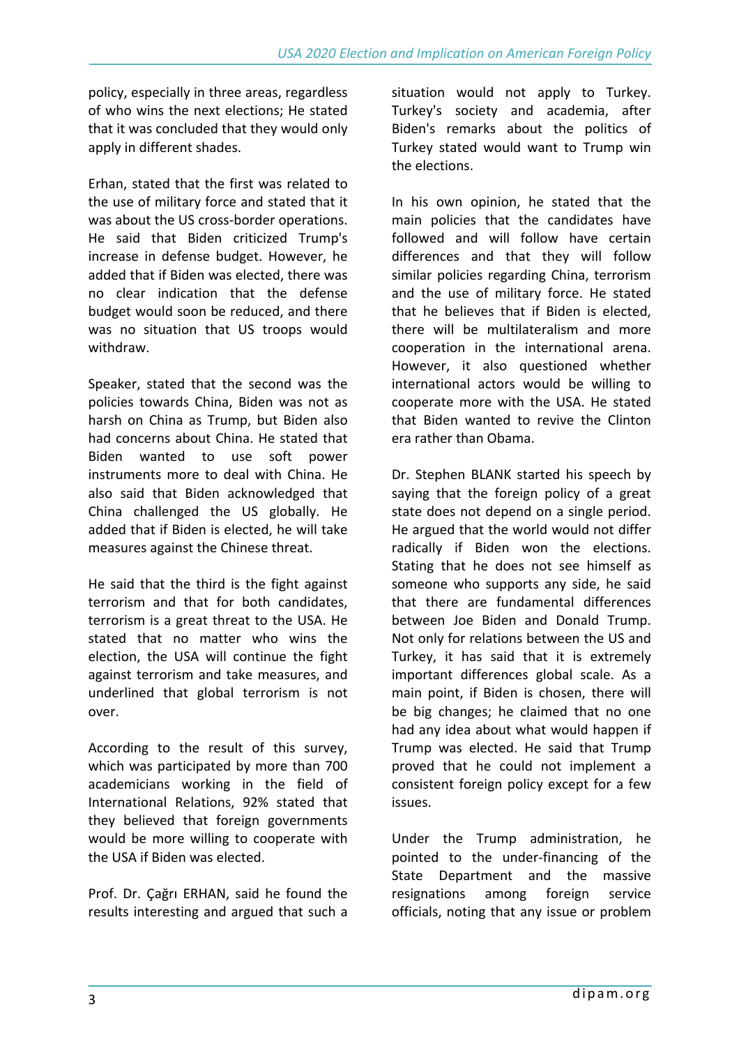policy, especially in three areas, regardless of who wins the next elections; He stated that it was concluded that they would only apply in different shades.

Erhan, stated that the first was related to the use of military force and stated that it was about the US cross-border operations. He said that Biden criticized Trump's increase in defense budget. However, he added that if Biden was elected, there was no clear indication that the defense budget would soon be reduced, and there was no situation that US troops would withdraw.

Speaker, stated that the second was the policies towards China, Biden was not as harsh on China as Trump, but Biden also had concerns about China. He stated that Biden wanted to use soft power instruments more to deal with China. He also said that Biden acknowledged that China challenged the US globally. He added that if Biden is elected, he will take measures against the Chinese threat.

He said that the third is the fight against terrorism and that for both candidates, terrorism is a great threat to the USA. He stated that no matter who wins the election, the USA will continue the fight against terrorism and take measures, and underlined that global terrorism is not over.

According to the result of this survey, which was participated by more than 700 academicians working in the field of International Relations, 92% stated that they believed that foreign governments would be more willing to cooperate with the USA if Biden was elected.

Prof. Dr. Çağrı ERHAN, said he found the results interesting and argued that such a situation would not apply to Turkey. Turkey's society and academia, after Biden's remarks about the politics of Turkey stated would want to Trump win the elections.

In his own opinion, he stated that the main policies that the candidates have followed and will follow have certain differences and that they will follow similar policies regarding China, terrorism and the use of military force. He stated that he believes that if Biden is elected, there will be multilateralism and more cooperation in the international arena. However, it also questioned whether international actors would be willing to cooperate more with the USA. He stated that Biden wanted to revive the Clinton era rather than Obama.

Dr. Stephen BLANK started his speech by saying that the foreign policy of a great state does not depend on a single period. He argued that the world would not differ radically if Biden won the elections. Stating that he does not see himself as someone who supports any side, he said that there are fundamental differences between Joe Biden and Donald Trump. Not only for relations between the US and Turkey, it has said that it is extremely important differences global scale. As a main point, if Biden is chosen, there will be big changes; he claimed that no one had any idea about what would happen if Trump was elected. He said that Trump proved that he could not implement a consistent foreign policy except for a few issues.

Under the Trump administration, he pointed to the under-financing of the State Department and the massive resignations among foreign service officials, noting that any issue or problem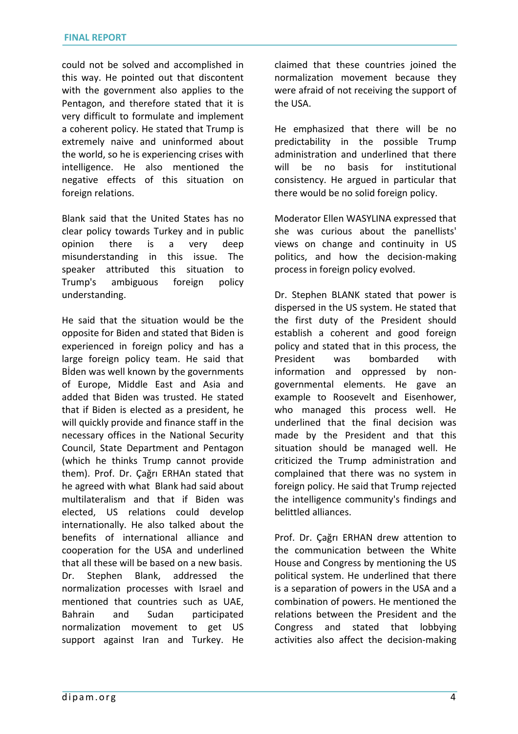could not be solved and accomplished in this way. He pointed out that discontent with the government also applies to the Pentagon, and therefore stated that it is very difficult to formulate and implement a coherent policy. He stated that Trump is extremely naive and uninformed about the world, so he is experiencing crises with intelligence. He also mentioned the negative effects of this situation on foreign relations.

Blank said that the United States has no clear policy towards Turkey and in public opinion there is a very deep misunderstanding in this issue. The speaker attributed this situation to Trump's ambiguous foreign policy understanding.

He said that the situation would be the opposite for Biden and stated that Biden is experienced in foreign policy and has a large foreign policy team. He said that Bİden was well known by the governments of Europe, Middle East and Asia and added that Biden was trusted. He stated that if Biden is elected as a president, he will quickly provide and finance staff in the necessary offices in the National Security Council, State Department and Pentagon (which he thinks Trump cannot provide them). Prof. Dr. Çağrı ERHAn stated that he agreed with what Blank had said about multilateralism and that if Biden was elected, US relations could develop internationally. He also talked about the benefits of international alliance and cooperation for the USA and underlined that all these will be based on a new basis. Dr. Stephen Blank, addressed the normalization processes with Israel and mentioned that countries such as UAE, Bahrain and Sudan participated normalization movement to get US support against Iran and Turkey. He claimed that these countries joined the normalization movement because they were afraid of not receiving the support of the USA.

He emphasized that there will be no predictability in the possible Trump administration and underlined that there will be no basis for institutional consistency. He argued in particular that there would be no solid foreign policy.

Moderator Ellen WASYLINA expressed that she was curious about the panellists' views on change and continuity in US politics, and how the decision-making process in foreign policy evolved.

Dr. Stephen BLANK stated that power is dispersed in the US system. He stated that the first duty of the President should establish a coherent and good foreign policy and stated that in this process, the President was bombarded with information and oppressed by non-governmental elements. He gave an example to Roosevelt and Eisenhower, who managed this process well. He underlined that the final decision was made by the President and that this situation should be managed well. He criticized the Trump administration and complained that there was no system in foreign policy. He said that Trump rejected the intelligence community's findings and belittled alliances.

Prof. Dr. Çağrı ERHAN drew attention to the communication between the White House and Congress by mentioning the US political system. He underlined that there is a separation of powers in the USA and a combination of powers. He mentioned the relations between the President and the Congress and stated that lobbying activities also affect the decision-making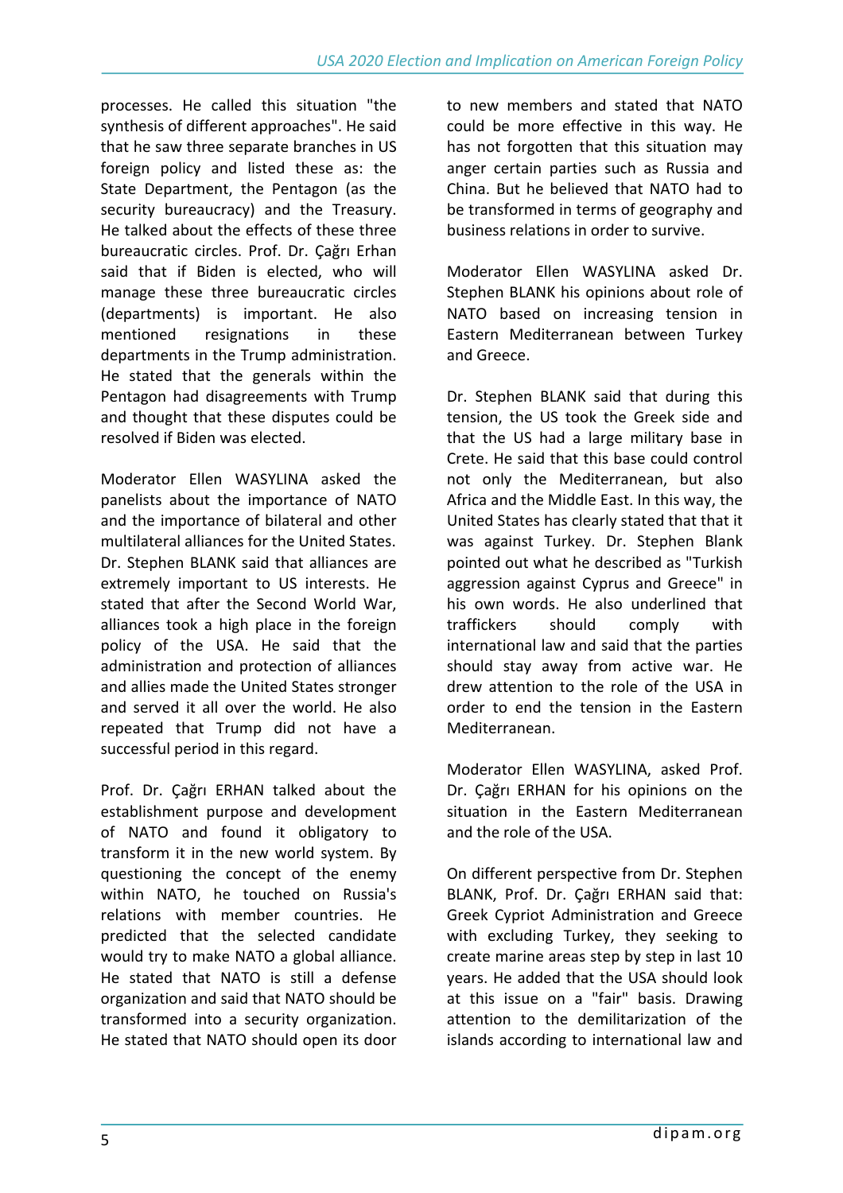processes. He called this situation "the synthesis of different approaches". He said that he saw three separate branches in US foreign policy and listed these as: the State Department, the Pentagon (as the security bureaucracy) and the Treasury. He talked about the effects of these three bureaucratic circles. Prof. Dr. Çağrı Erhan said that if Biden is elected, who will manage these three bureaucratic circles (departments) is important. He also mentioned resignations in these departments in the Trump administration. He stated that the generals within the Pentagon had disagreements with Trump and thought that these disputes could be resolved if Biden was elected.

Moderator Ellen WASYLINA asked the panelists about the importance of NATO and the importance of bilateral and other multilateral alliances for the United States. Dr. Stephen BLANK said that alliances are extremely important to US interests. He stated that after the Second World War, alliances took a high place in the foreign policy of the USA. He said that the administration and protection of alliances and allies made the United States stronger and served it all over the world. He also repeated that Trump did not have a successful period in this regard.

Prof. Dr. Çağrı ERHAN talked about the establishment purpose and development of NATO and found it obligatory to transform it in the new world system. By questioning the concept of the enemy within NATO, he touched on Russia's relations with member countries. He predicted that the selected candidate would try to make NATO a global alliance. He stated that NATO is still a defense organization and said that NATO should be transformed into a security organization. He stated that NATO should open its door to new members and stated that NATO could be more effective in this way. He has not forgotten that this situation may anger certain parties such as Russia and China. But he believed that NATO had to be transformed in terms of geography and business relations in order to survive.

Moderator Ellen WASYLINA asked Dr. Stephen BLANK his opinions about role of NATO based on increasing tension in Eastern Mediterranean between Turkey and Greece.

Dr. Stephen BLANK said that during this tension, the US took the Greek side and that the US had a large military base in Crete. He said that this base could control not only the Mediterranean, but also Africa and the Middle East. In this way, the United States has clearly stated that that it was against Turkey. Dr. Stephen Blank pointed out what he described as "Turkish aggression against Cyprus and Greece" in his own words. He also underlined that traffickers should comply with international law and said that the parties should stay away from active war. He drew attention to the role of the USA in order to end the tension in the Eastern Mediterranean.

Moderator Ellen WASYLINA, asked Prof. Dr. Çağrı ERHAN for his opinions on the situation in the Eastern Mediterranean and the role of the USA.

On different perspective from Dr. Stephen BLANK, Prof. Dr. Çağrı ERHAN said that: Greek Cypriot Administration and Greece with excluding Turkey, they seeking to create marine areas step by step in last 10 years. He added that the USA should look at this issue on a "fair" basis. Drawing attention to the demilitarization of the islands according to international law and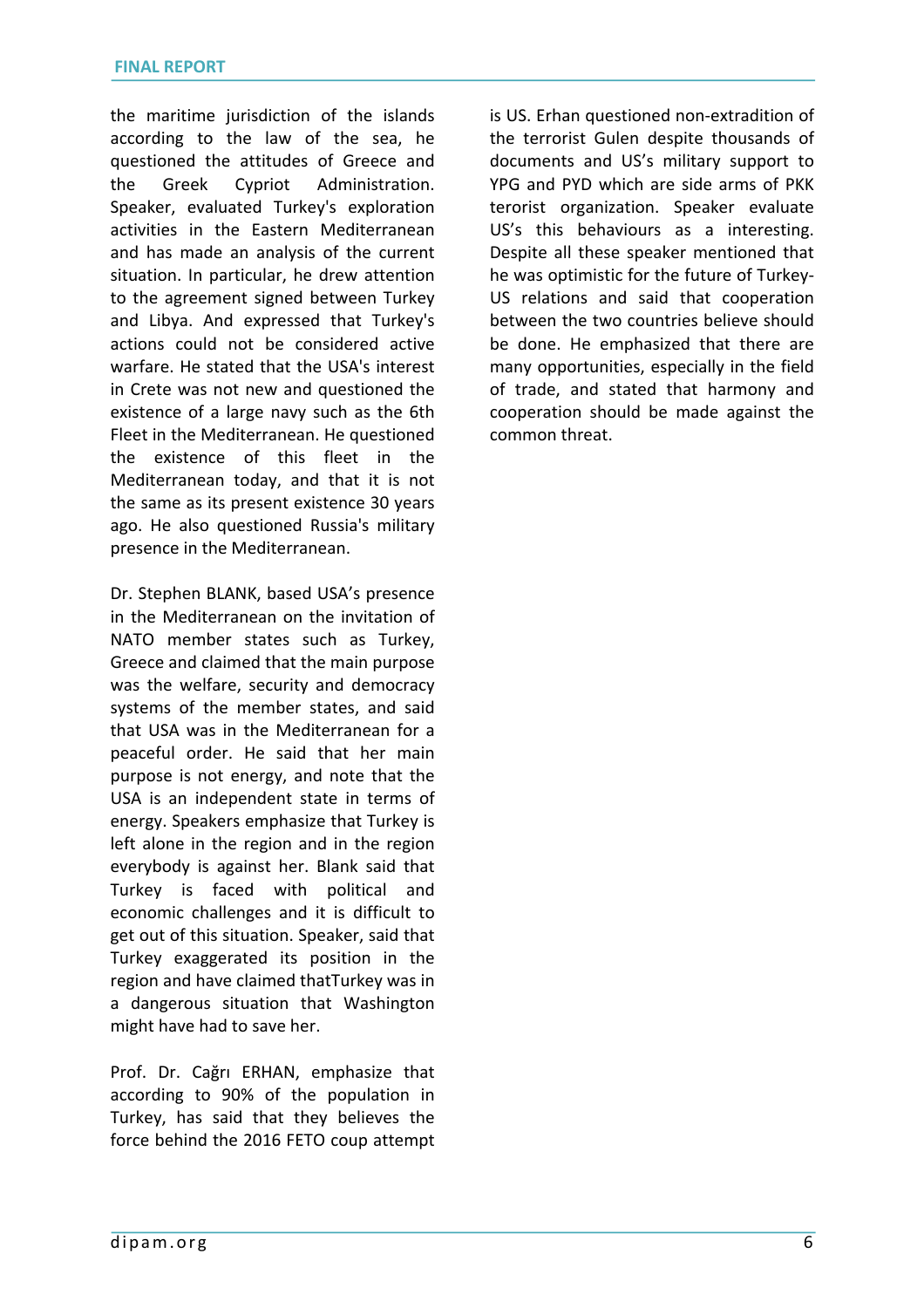the maritime jurisdiction of the islands according to the law of the sea, he questioned the attitudes of Greece and the Greek Cypriot Administration. Speaker, evaluated Turkey's exploration activities in the Eastern Mediterranean and has made an analysis of the current situation. In particular, he drew attention to the agreement signed between Turkey and Libya. And expressed that Turkey's actions could not be considered active warfare. He stated that the USA's interest in Crete was not new and questioned the existence of a large navy such as the 6th Fleet in the Mediterranean. He questioned the existence of this fleet in the Mediterranean today, and that it is not the same as its present existence 30 years ago. He also questioned Russia's military presence in the Mediterranean.

Dr. Stephen BLANK, based USA's presence in the Mediterranean on the invitation of NATO member states such as Turkey, Greece and claimed that the main purpose was the welfare, security and democracy systems of the member states, and said that USA was in the Mediterranean for a peaceful order. He said that her main purpose is not energy, and note that the USA is an independent state in terms of energy. Speakers emphasize that Turkey is left alone in the region and in the region everybody is against her. Blank said that Turkey is faced with political and economic challenges and it is difficult to get out of this situation. Speaker, said that Turkey exaggerated its position in the region and have claimed thatTurkey was in a dangerous situation that Washington might have had to save her.

Prof. Dr. Cağrı ERHAN, emphasize that according to 90% of the population in Turkey, has said that they believes the force behind the 2016 FETO coup attempt is US. Erhan questioned non-extradition of the terrorist Gulen despite thousands of documents and US's military support to YPG and PYD which are side arms of PKK terorist organization. Speaker evaluate US's this behaviours as a interesting. Despite all these speaker mentioned that he was optimistic for the future of Turkey-US relations and said that cooperation between the two countries believe should be done. He emphasized that there are many opportunities, especially in the field of trade, and stated that harmony and cooperation should be made against the common threat.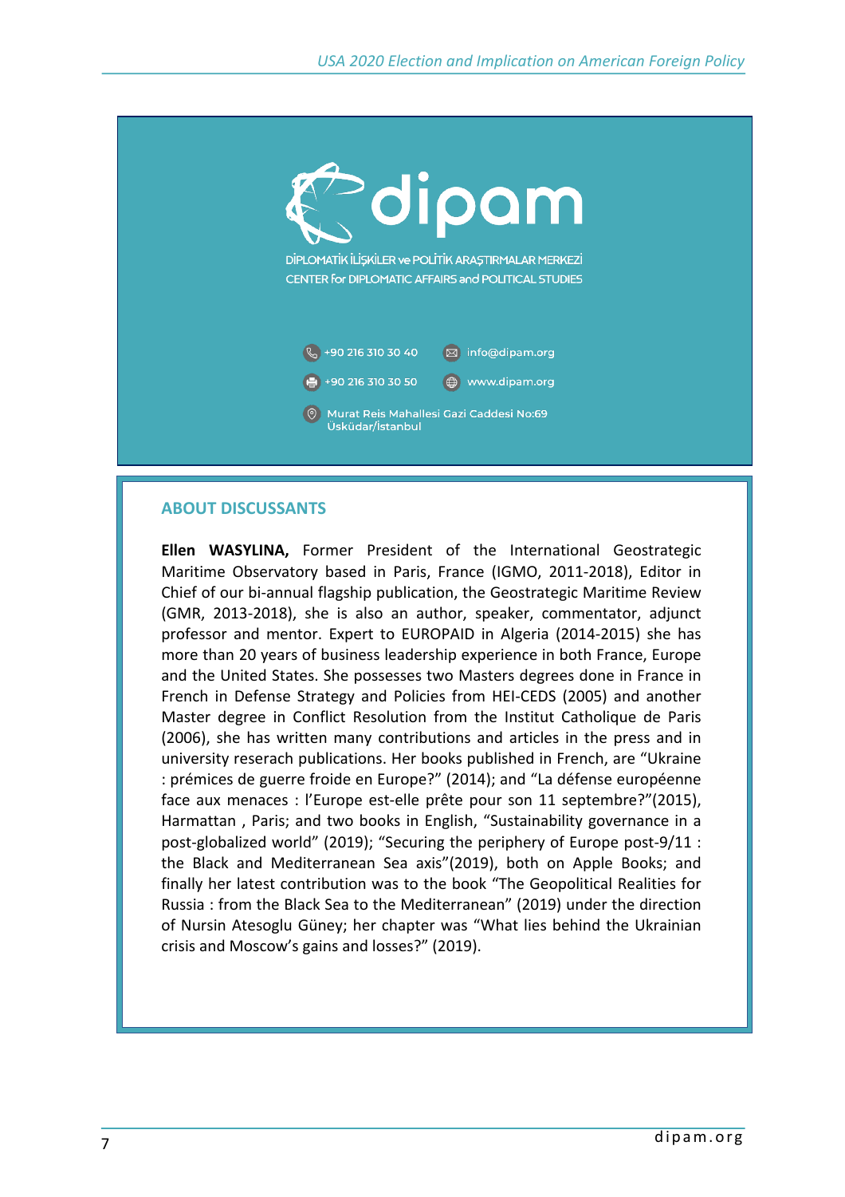dipam

DİPLOMATİK İLİŞKİLER ve POLİTİK ARAŞTIRMALAR MERKEZİ
CENTER for DIPLOMATIC AFFAIRS and POLITICAL STUDIES

+90 216 310 30 40 | info@dipam.org
+90 216 310 30 50 | www.dipam.org
Murat Reis Mahallesi Gazi Caddesi No:69 Üsküdar/İstanbul

## ABOUT DISCUSSANTS

**Ellen WASYLINA,** Former President of the International Geostrategic Maritime Observatory based in Paris, France (IGMO, 2011-2018), Editor in Chief of our bi-annual flagship publication, the Geostrategic Maritime Review (GMR, 2013-2018), she is also an author, speaker, commentator, adjunct professor and mentor. Expert to EUROPAID in Algeria (2014-2015) she has more than 20 years of business leadership experience in both France, Europe and the United States. She possesses two Masters degrees done in France in French in Defense Strategy and Policies from HEI-CEDS (2005) and another Master degree in Conflict Resolution from the Institut Catholique de Paris (2006), she has written many contributions and articles in the press and in university reserach publications. Her books published in French, are “Ukraine : prémices de guerre froide en Europe?” (2014); and “La défense européenne face aux menaces : l’Europe est-elle prête pour son 11 septembre?”(2015), Harmattan , Paris; and two books in English, “Sustainability governance in a post-globalized world” (2019); “Securing the periphery of Europe post-9/11 : the Black and Mediterranean Sea axis”(2019), both on Apple Books; and finally her latest contribution was to the book “The Geopolitical Realities for Russia : from the Black Sea to the Mediterranean” (2019) under the direction of Nursin Atesoglu Güney; her chapter was “What lies behind the Ukrainian crisis and Moscow’s gains and losses?” (2019).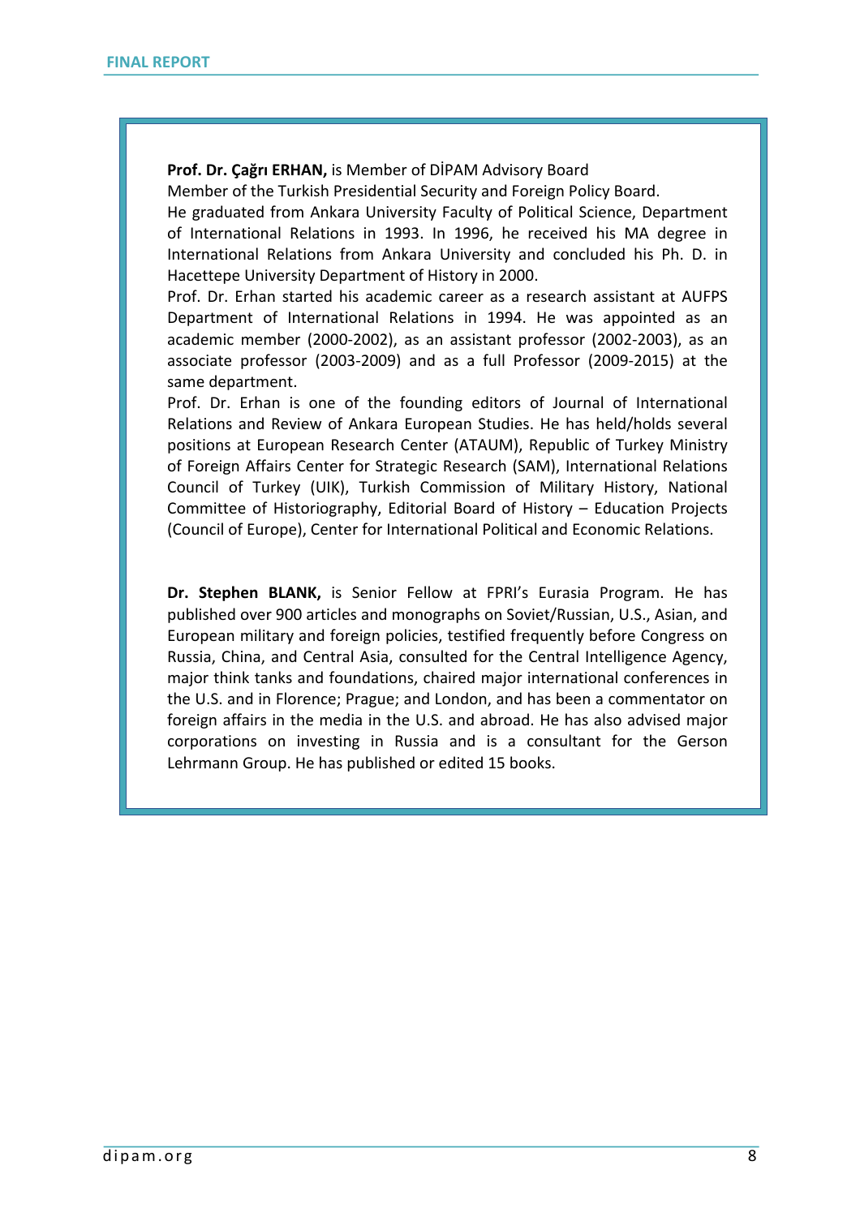**Prof. Dr. Çağrı ERHAN,** is Member of DİPAM Advisory Board

Member of the Turkish Presidential Security and Foreign Policy Board.

He graduated from Ankara University Faculty of Political Science, Department of International Relations in 1993. In 1996, he received his MA degree in International Relations from Ankara University and concluded his Ph. D. in Hacettepe University Department of History in 2000.

Prof. Dr. Erhan started his academic career as a research assistant at AUFPS Department of International Relations in 1994. He was appointed as an academic member (2000-2002), as an assistant professor (2002-2003), as an associate professor (2003-2009) and as a full Professor (2009-2015) at the same department.

Prof. Dr. Erhan is one of the founding editors of Journal of International Relations and Review of Ankara European Studies. He has held/holds several positions at European Research Center (ATAUM), Republic of Turkey Ministry of Foreign Affairs Center for Strategic Research (SAM), International Relations Council of Turkey (UIK), Turkish Commission of Military History, National Committee of Historiography, Editorial Board of History – Education Projects (Council of Europe), Center for International Political and Economic Relations.

**Dr. Stephen BLANK,** is Senior Fellow at FPRI's Eurasia Program. He has published over 900 articles and monographs on Soviet/Russian, U.S., Asian, and European military and foreign policies, testified frequently before Congress on Russia, China, and Central Asia, consulted for the Central Intelligence Agency, major think tanks and foundations, chaired major international conferences in the U.S. and in Florence; Prague; and London, and has been a commentator on foreign affairs in the media in the U.S. and abroad. He has also advised major corporations on investing in Russia and is a consultant for the Gerson Lehrmann Group. He has published or edited 15 books.